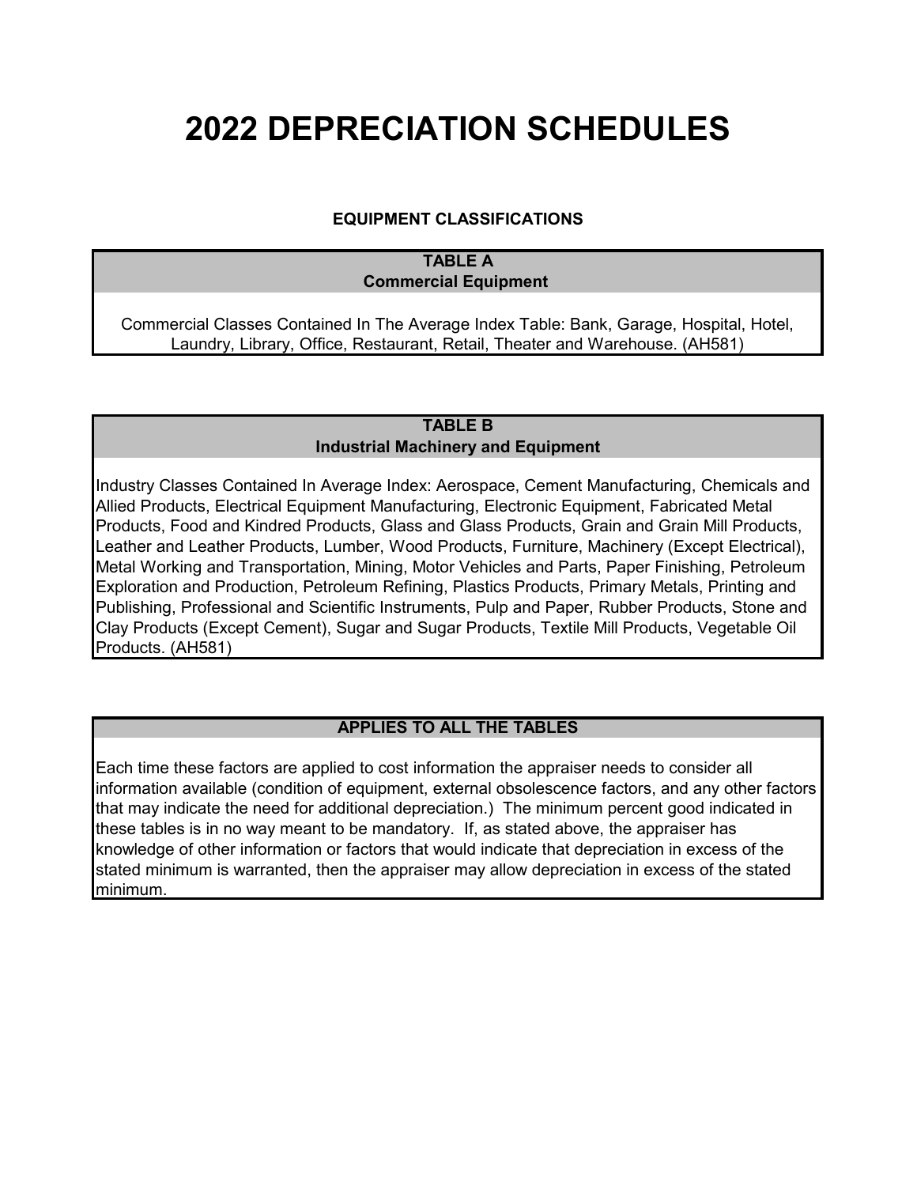# 2022 DEPRECIATION SCHEDULES

### EQUIPMENT CLASSIFICATIONS

**TABLE A**
**Commercial Equipment**

Commercial Classes Contained In The Average Index Table: Bank, Garage, Hospital, Hotel, Laundry, Library, Office, Restaurant, Retail, Theater and Warehouse. (AH581)

**TABLE B**
**Industrial Machinery and Equipment**

Industry Classes Contained In Average Index: Aerospace, Cement Manufacturing, Chemicals and Allied Products, Electrical Equipment Manufacturing, Electronic Equipment, Fabricated Metal Products, Food and Kindred Products, Glass and Glass Products, Grain and Grain Mill Products, Leather and Leather Products, Lumber, Wood Products, Furniture, Machinery (Except Electrical), Metal Working and Transportation, Mining, Motor Vehicles and Parts, Paper Finishing, Petroleum Exploration and Production, Petroleum Refining, Plastics Products, Primary Metals, Printing and Publishing, Professional and Scientific Instruments, Pulp and Paper, Rubber Products, Stone and Clay Products (Except Cement), Sugar and Sugar Products, Textile Mill Products, Vegetable Oil Products. (AH581)

**APPLIES TO ALL THE TABLES**

Each time these factors are applied to cost information the appraiser needs to consider all information available (condition of equipment, external obsolescence factors, and any other factors that may indicate the need for additional depreciation.) The minimum percent good indicated in these tables is in no way meant to be mandatory. If, as stated above, the appraiser has knowledge of other information or factors that would indicate that depreciation in excess of the stated minimum is warranted, then the appraiser may allow depreciation in excess of the stated minimum.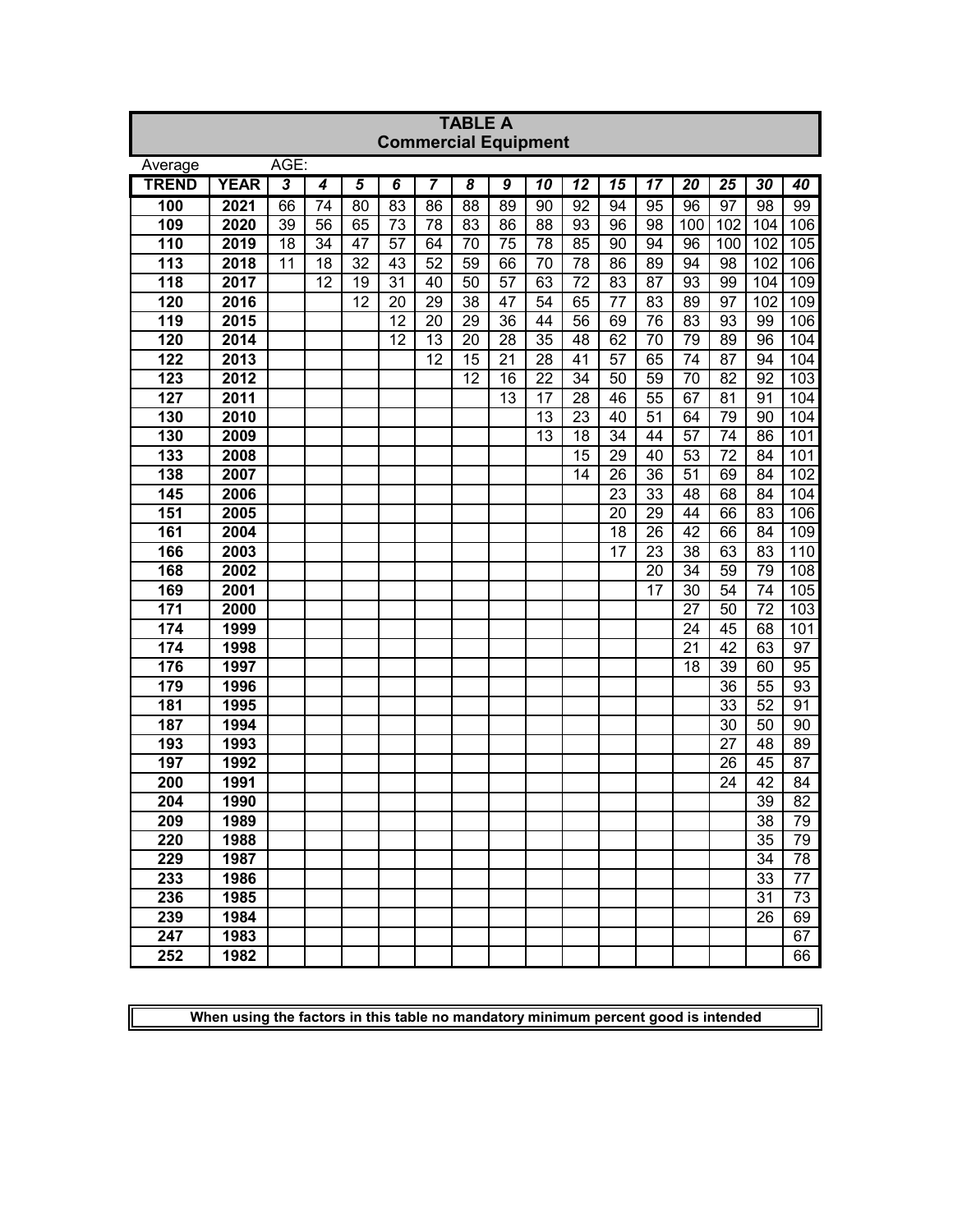# TABLE A
## Commercial Equipment

| Average | | AGE: | | | | | | | | | | | | | | |
|---|---|---|---|---|---|---|---|---|---|---|---|---|---|---|---|---|
| **TREND** | **YEAR** | ***3*** | ***4*** | ***5*** | ***6*** | ***7*** | ***8*** | ***9*** | ***10*** | ***12*** | ***15*** | ***17*** | ***20*** | ***25*** | ***30*** | ***40*** |
| **100** | **2021** | 66 | 74 | 80 | 83 | 86 | 88 | 89 | 90 | 92 | 94 | 95 | 96 | 97 | 98 | 99 |
| **109** | **2020** | 39 | 56 | 65 | 73 | 78 | 83 | 86 | 88 | 93 | 96 | 98 | 100 | 102 | 104 | 106 |
| **110** | **2019** | 18 | 34 | 47 | 57 | 64 | 70 | 75 | 78 | 85 | 90 | 94 | 96 | 100 | 102 | 105 |
| **113** | **2018** | 11 | 18 | 32 | 43 | 52 | 59 | 66 | 70 | 78 | 86 | 89 | 94 | 98 | 102 | 106 |
| **118** | **2017** | | 12 | 19 | 31 | 40 | 50 | 57 | 63 | 72 | 83 | 87 | 93 | 99 | 104 | 109 |
| **120** | **2016** | | | 12 | 20 | 29 | 38 | 47 | 54 | 65 | 77 | 83 | 89 | 97 | 102 | 109 |
| **119** | **2015** | | | | 12 | 20 | 29 | 36 | 44 | 56 | 69 | 76 | 83 | 93 | 99 | 106 |
| **120** | **2014** | | | | 12 | 13 | 20 | 28 | 35 | 48 | 62 | 70 | 79 | 89 | 96 | 104 |
| **122** | **2013** | | | | | 12 | 15 | 21 | 28 | 41 | 57 | 65 | 74 | 87 | 94 | 104 |
| **123** | **2012** | | | | | | 12 | 16 | 22 | 34 | 50 | 59 | 70 | 82 | 92 | 103 |
| **127** | **2011** | | | | | | | 13 | 17 | 28 | 46 | 55 | 67 | 81 | 91 | 104 |
| **130** | **2010** | | | | | | | | 13 | 23 | 40 | 51 | 64 | 79 | 90 | 104 |
| **130** | **2009** | | | | | | | | 13 | 18 | 34 | 44 | 57 | 74 | 86 | 101 |
| **133** | **2008** | | | | | | | | | 15 | 29 | 40 | 53 | 72 | 84 | 101 |
| **138** | **2007** | | | | | | | | | 14 | 26 | 36 | 51 | 69 | 84 | 102 |
| **145** | **2006** | | | | | | | | | | 23 | 33 | 48 | 68 | 84 | 104 |
| **151** | **2005** | | | | | | | | | | 20 | 29 | 44 | 66 | 83 | 106 |
| **161** | **2004** | | | | | | | | | | 18 | 26 | 42 | 66 | 84 | 109 |
| **166** | **2003** | | | | | | | | | | 17 | 23 | 38 | 63 | 83 | 110 |
| **168** | **2002** | | | | | | | | | | | 20 | 34 | 59 | 79 | 108 |
| **169** | **2001** | | | | | | | | | | | 17 | 30 | 54 | 74 | 105 |
| **171** | **2000** | | | | | | | | | | | | 27 | 50 | 72 | 103 |
| **174** | **1999** | | | | | | | | | | | | 24 | 45 | 68 | 101 |
| **174** | **1998** | | | | | | | | | | | | 21 | 42 | 63 | 97 |
| **176** | **1997** | | | | | | | | | | | | 18 | 39 | 60 | 95 |
| **179** | **1996** | | | | | | | | | | | | | 36 | 55 | 93 |
| **181** | **1995** | | | | | | | | | | | | | 33 | 52 | 91 |
| **187** | **1994** | | | | | | | | | | | | | 30 | 50 | 90 |
| **193** | **1993** | | | | | | | | | | | | | 27 | 48 | 89 |
| **197** | **1992** | | | | | | | | | | | | | 26 | 45 | 87 |
| **200** | **1991** | | | | | | | | | | | | | 24 | 42 | 84 |
| **204** | **1990** | | | | | | | | | | | | | | 39 | 82 |
| **209** | **1989** | | | | | | | | | | | | | | 38 | 79 |
| **220** | **1988** | | | | | | | | | | | | | | 35 | 79 |
| **229** | **1987** | | | | | | | | | | | | | | 34 | 78 |
| **233** | **1986** | | | | | | | | | | | | | | 33 | 77 |
| **236** | **1985** | | | | | | | | | | | | | | 31 | 73 |
| **239** | **1984** | | | | | | | | | | | | | | 26 | 69 |
| **247** | **1983** | | | | | | | | | | | | | | | 67 |
| **252** | **1982** | | | | | | | | | | | | | | | 66 |

**When using the factors in this table no mandatory minimum percent good is intended**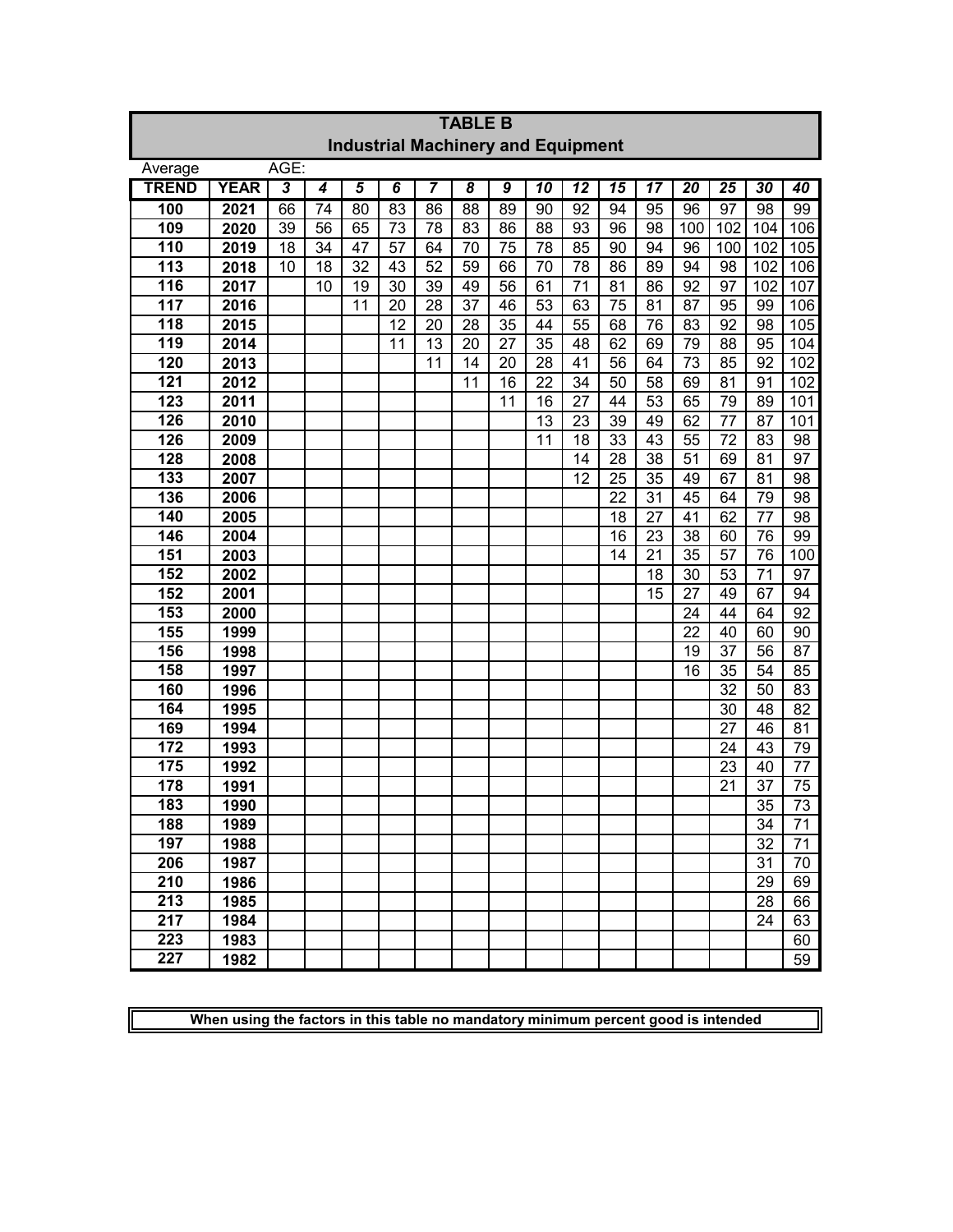# TABLE B
## Industrial Machinery and Equipment

| Average | | AGE: | | | | | | | | | | | | | | |
|---|---|---|---|---|---|---|---|---|---|---|---|---|---|---|---|---|
| **TREND** | **YEAR** | ***3*** | ***4*** | ***5*** | ***6*** | ***7*** | ***8*** | ***9*** | ***10*** | ***12*** | ***15*** | ***17*** | ***20*** | ***25*** | ***30*** | ***40*** |
| 100 | 2021 | 66 | 74 | 80 | 83 | 86 | 88 | 89 | 90 | 92 | 94 | 95 | 96 | 97 | 98 | 99 |
| 109 | 2020 | 39 | 56 | 65 | 73 | 78 | 83 | 86 | 88 | 93 | 96 | 98 | 100 | 102 | 104 | 106 |
| 110 | 2019 | 18 | 34 | 47 | 57 | 64 | 70 | 75 | 78 | 85 | 90 | 94 | 96 | 100 | 102 | 105 |
| 113 | 2018 | 10 | 18 | 32 | 43 | 52 | 59 | 66 | 70 | 78 | 86 | 89 | 94 | 98 | 102 | 106 |
| 116 | 2017 | | 10 | 19 | 30 | 39 | 49 | 56 | 61 | 71 | 81 | 86 | 92 | 97 | 102 | 107 |
| 117 | 2016 | | | 11 | 20 | 28 | 37 | 46 | 53 | 63 | 75 | 81 | 87 | 95 | 99 | 106 |
| 118 | 2015 | | | | 12 | 20 | 28 | 35 | 44 | 55 | 68 | 76 | 83 | 92 | 98 | 105 |
| 119 | 2014 | | | | 11 | 13 | 20 | 27 | 35 | 48 | 62 | 69 | 79 | 88 | 95 | 104 |
| 120 | 2013 | | | | | 11 | 14 | 20 | 28 | 41 | 56 | 64 | 73 | 85 | 92 | 102 |
| 121 | 2012 | | | | | | 11 | 16 | 22 | 34 | 50 | 58 | 69 | 81 | 91 | 102 |
| 123 | 2011 | | | | | | | 11 | 16 | 27 | 44 | 53 | 65 | 79 | 89 | 101 |
| 126 | 2010 | | | | | | | | 13 | 23 | 39 | 49 | 62 | 77 | 87 | 101 |
| 126 | 2009 | | | | | | | | 11 | 18 | 33 | 43 | 55 | 72 | 83 | 98 |
| 128 | 2008 | | | | | | | | | 14 | 28 | 38 | 51 | 69 | 81 | 97 |
| 133 | 2007 | | | | | | | | | 12 | 25 | 35 | 49 | 67 | 81 | 98 |
| 136 | 2006 | | | | | | | | | | 22 | 31 | 45 | 64 | 79 | 98 |
| 140 | 2005 | | | | | | | | | | 18 | 27 | 41 | 62 | 77 | 98 |
| 146 | 2004 | | | | | | | | | | 16 | 23 | 38 | 60 | 76 | 99 |
| 151 | 2003 | | | | | | | | | | 14 | 21 | 35 | 57 | 76 | 100 |
| 152 | 2002 | | | | | | | | | | | 18 | 30 | 53 | 71 | 97 |
| 152 | 2001 | | | | | | | | | | | 15 | 27 | 49 | 67 | 94 |
| 153 | 2000 | | | | | | | | | | | | 24 | 44 | 64 | 92 |
| 155 | 1999 | | | | | | | | | | | | 22 | 40 | 60 | 90 |
| 156 | 1998 | | | | | | | | | | | | 19 | 37 | 56 | 87 |
| 158 | 1997 | | | | | | | | | | | | 16 | 35 | 54 | 85 |
| 160 | 1996 | | | | | | | | | | | | | 32 | 50 | 83 |
| 164 | 1995 | | | | | | | | | | | | | 30 | 48 | 82 |
| 169 | 1994 | | | | | | | | | | | | | 27 | 46 | 81 |
| 172 | 1993 | | | | | | | | | | | | | 24 | 43 | 79 |
| 175 | 1992 | | | | | | | | | | | | | 23 | 40 | 77 |
| 178 | 1991 | | | | | | | | | | | | | 21 | 37 | 75 |
| 183 | 1990 | | | | | | | | | | | | | | 35 | 73 |
| 188 | 1989 | | | | | | | | | | | | | | 34 | 71 |
| 197 | 1988 | | | | | | | | | | | | | | 32 | 71 |
| 206 | 1987 | | | | | | | | | | | | | | 31 | 70 |
| 210 | 1986 | | | | | | | | | | | | | | 29 | 69 |
| 213 | 1985 | | | | | | | | | | | | | | 28 | 66 |
| 217 | 1984 | | | | | | | | | | | | | | 24 | 63 |
| 223 | 1983 | | | | | | | | | | | | | | | 60 |
| 227 | 1982 | | | | | | | | | | | | | | | 59 |

**When using the factors in this table no mandatory minimum percent good is intended**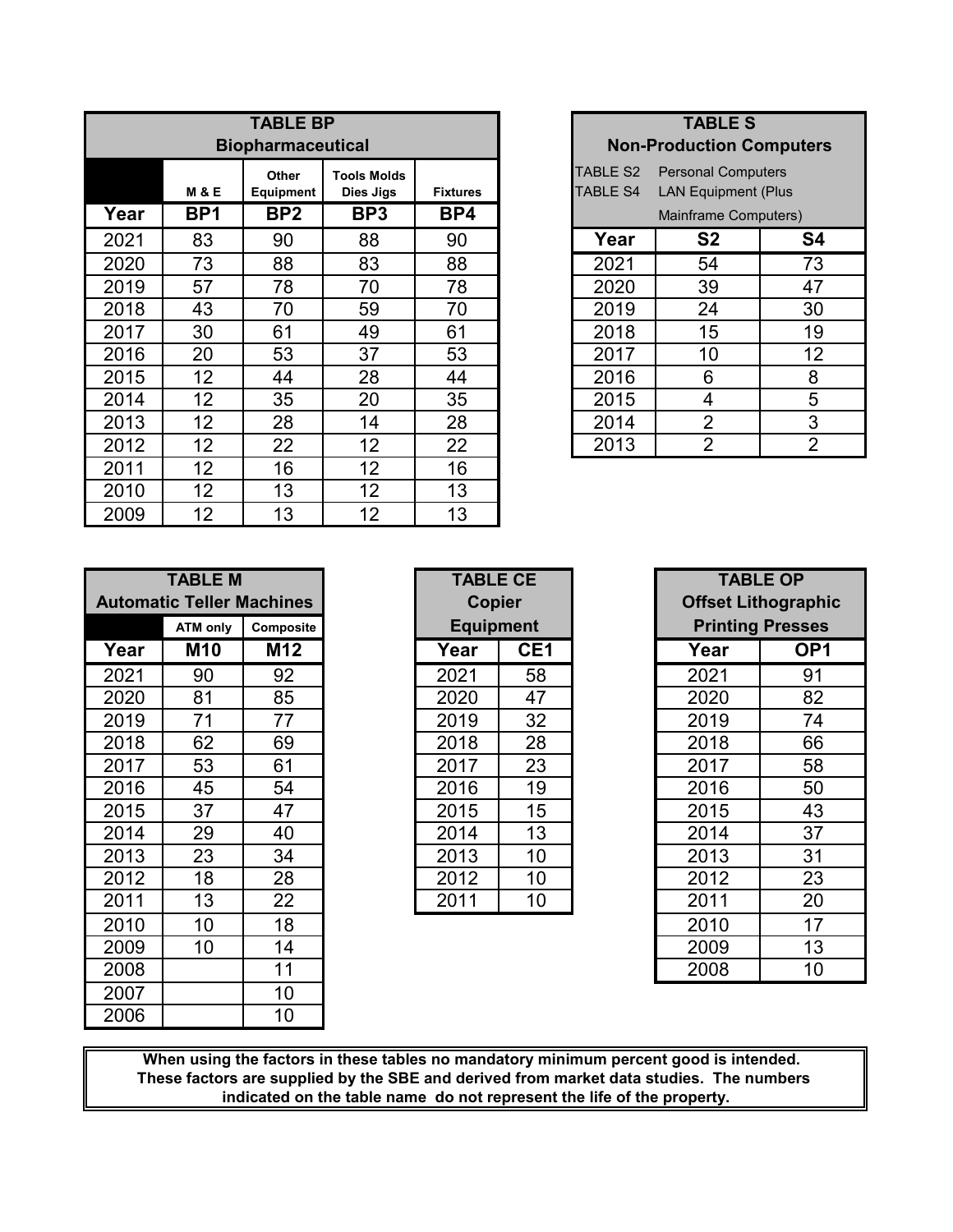## TABLE BP
### Biopharmaceutical

| | M & E | Other Equipment | Tools Molds Dies Jigs | Fixtures |
|---|---|---|---|---|
| Year | BP1 | BP2 | BP3 | BP4 |
| 2021 | 83 | 90 | 88 | 90 |
| 2020 | 73 | 88 | 83 | 88 |
| 2019 | 57 | 78 | 70 | 78 |
| 2018 | 43 | 70 | 59 | 70 |
| 2017 | 30 | 61 | 49 | 61 |
| 2016 | 20 | 53 | 37 | 53 |
| 2015 | 12 | 44 | 28 | 44 |
| 2014 | 12 | 35 | 20 | 35 |
| 2013 | 12 | 28 | 14 | 28 |
| 2012 | 12 | 22 | 12 | 22 |
| 2011 | 12 | 16 | 12 | 16 |
| 2010 | 12 | 13 | 12 | 13 |
| 2009 | 12 | 13 | 12 | 13 |

## TABLE S
### Non-Production Computers

TABLE S2 Personal Computers
TABLE S4 LAN Equipment (Plus Mainframe Computers)

| Year | S2 | S4 |
|---|---|---|
| 2021 | 54 | 73 |
| 2020 | 39 | 47 |
| 2019 | 24 | 30 |
| 2018 | 15 | 19 |
| 2017 | 10 | 12 |
| 2016 | 6 | 8 |
| 2015 | 4 | 5 |
| 2014 | 2 | 3 |
| 2013 | 2 | 2 |

## TABLE M
### Automatic Teller Machines

| | ATM only | Composite |
|---|---|---|
| Year | M10 | M12 |
| 2021 | 90 | 92 |
| 2020 | 81 | 85 |
| 2019 | 71 | 77 |
| 2018 | 62 | 69 |
| 2017 | 53 | 61 |
| 2016 | 45 | 54 |
| 2015 | 37 | 47 |
| 2014 | 29 | 40 |
| 2013 | 23 | 34 |
| 2012 | 18 | 28 |
| 2011 | 13 | 22 |
| 2010 | 10 | 18 |
| 2009 | 10 | 14 |
| 2008 | | 11 |
| 2007 | | 10 |
| 2006 | | 10 |

## TABLE CE
### Copier Equipment

| Year | CE1 |
|---|---|
| 2021 | 58 |
| 2020 | 47 |
| 2019 | 32 |
| 2018 | 28 |
| 2017 | 23 |
| 2016 | 19 |
| 2015 | 15 |
| 2014 | 13 |
| 2013 | 10 |
| 2012 | 10 |
| 2011 | 10 |

## TABLE OP
### Offset Lithographic Printing Presses

| Year | OP1 |
|---|---|
| 2021 | 91 |
| 2020 | 82 |
| 2019 | 74 |
| 2018 | 66 |
| 2017 | 58 |
| 2016 | 50 |
| 2015 | 43 |
| 2014 | 37 |
| 2013 | 31 |
| 2012 | 23 |
| 2011 | 20 |
| 2010 | 17 |
| 2009 | 13 |
| 2008 | 10 |

**When using the factors in these tables no mandatory minimum percent good is intended. These factors are supplied by the SBE and derived from market data studies. The numbers indicated on the table name do not represent the life of the property.**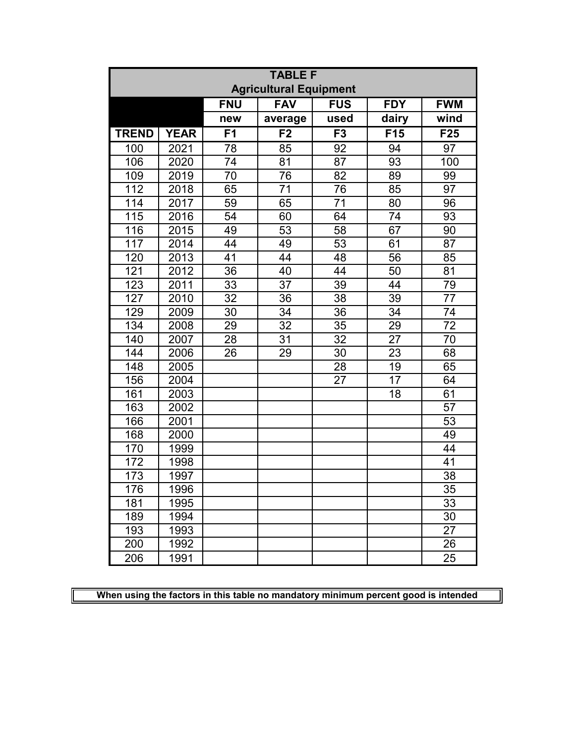| TABLE F Agricultural Equipment | | | | | | |
|---|---|---|---|---|---|---|
| | | FNU | FAV | FUS | FDY | FWM |
| | | new | average | used | dairy | wind |
| **TREND** | **YEAR** | **F1** | **F2** | **F3** | **F15** | **F25** |
| 100 | 2021 | 78 | 85 | 92 | 94 | 97 |
| 106 | 2020 | 74 | 81 | 87 | 93 | 100 |
| 109 | 2019 | 70 | 76 | 82 | 89 | 99 |
| 112 | 2018 | 65 | 71 | 76 | 85 | 97 |
| 114 | 2017 | 59 | 65 | 71 | 80 | 96 |
| 115 | 2016 | 54 | 60 | 64 | 74 | 93 |
| 116 | 2015 | 49 | 53 | 58 | 67 | 90 |
| 117 | 2014 | 44 | 49 | 53 | 61 | 87 |
| 120 | 2013 | 41 | 44 | 48 | 56 | 85 |
| 121 | 2012 | 36 | 40 | 44 | 50 | 81 |
| 123 | 2011 | 33 | 37 | 39 | 44 | 79 |
| 127 | 2010 | 32 | 36 | 38 | 39 | 77 |
| 129 | 2009 | 30 | 34 | 36 | 34 | 74 |
| 134 | 2008 | 29 | 32 | 35 | 29 | 72 |
| 140 | 2007 | 28 | 31 | 32 | 27 | 70 |
| 144 | 2006 | 26 | 29 | 30 | 23 | 68 |
| 148 | 2005 | | | 28 | 19 | 65 |
| 156 | 2004 | | | 27 | 17 | 64 |
| 161 | 2003 | | | | 18 | 61 |
| 163 | 2002 | | | | | 57 |
| 166 | 2001 | | | | | 53 |
| 168 | 2000 | | | | | 49 |
| 170 | 1999 | | | | | 44 |
| 172 | 1998 | | | | | 41 |
| 173 | 1997 | | | | | 38 |
| 176 | 1996 | | | | | 35 |
| 181 | 1995 | | | | | 33 |
| 189 | 1994 | | | | | 30 |
| 193 | 1993 | | | | | 27 |
| 200 | 1992 | | | | | 26 |
| 206 | 1991 | | | | | 25 |

**When using the factors in this table no mandatory minimum percent good is intended**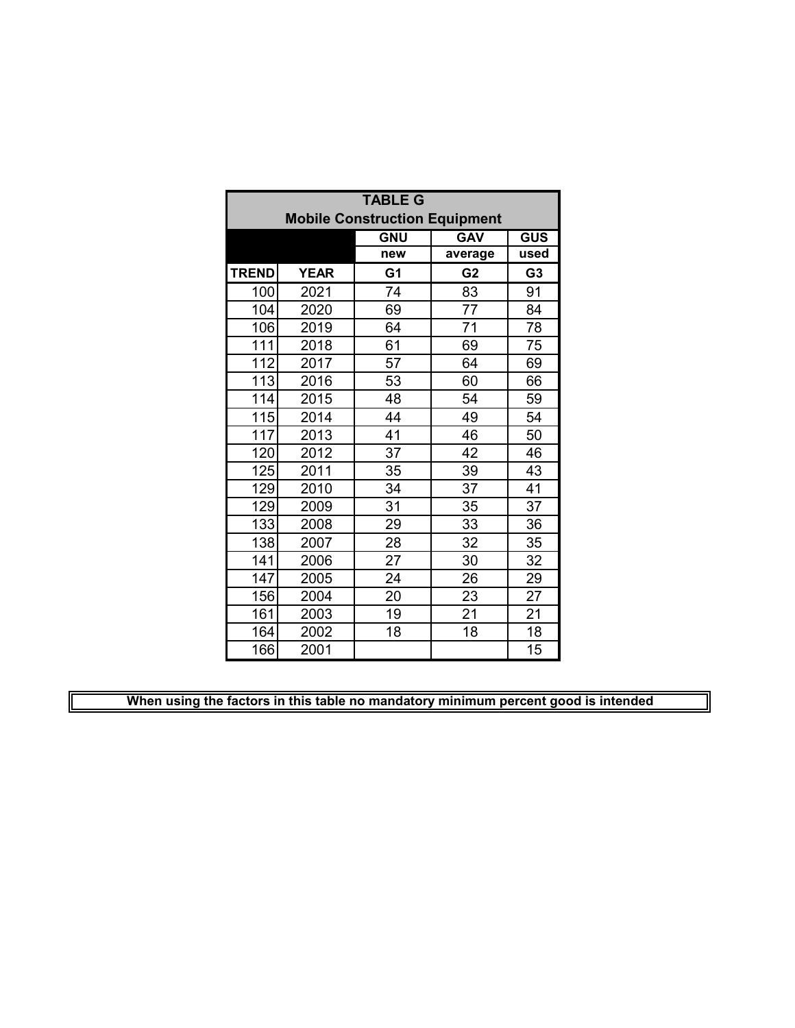| TABLE G | | | | |
|---|---|---|---|---|
| **Mobile Construction Equipment** | | | | |
| | | **GNU** | **GAV** | **GUS** |
| | | **new** | **average** | **used** |
| **TREND** | **YEAR** | **G1** | **G2** | **G3** |
| 100 | 2021 | 74 | 83 | 91 |
| 104 | 2020 | 69 | 77 | 84 |
| 106 | 2019 | 64 | 71 | 78 |
| 111 | 2018 | 61 | 69 | 75 |
| 112 | 2017 | 57 | 64 | 69 |
| 113 | 2016 | 53 | 60 | 66 |
| 114 | 2015 | 48 | 54 | 59 |
| 115 | 2014 | 44 | 49 | 54 |
| 117 | 2013 | 41 | 46 | 50 |
| 120 | 2012 | 37 | 42 | 46 |
| 125 | 2011 | 35 | 39 | 43 |
| 129 | 2010 | 34 | 37 | 41 |
| 129 | 2009 | 31 | 35 | 37 |
| 133 | 2008 | 29 | 33 | 36 |
| 138 | 2007 | 28 | 32 | 35 |
| 141 | 2006 | 27 | 30 | 32 |
| 147 | 2005 | 24 | 26 | 29 |
| 156 | 2004 | 20 | 23 | 27 |
| 161 | 2003 | 19 | 21 | 21 |
| 164 | 2002 | 18 | 18 | 18 |
| 166 | 2001 | | | 15 |

**When using the factors in this table no mandatory minimum percent good is intended**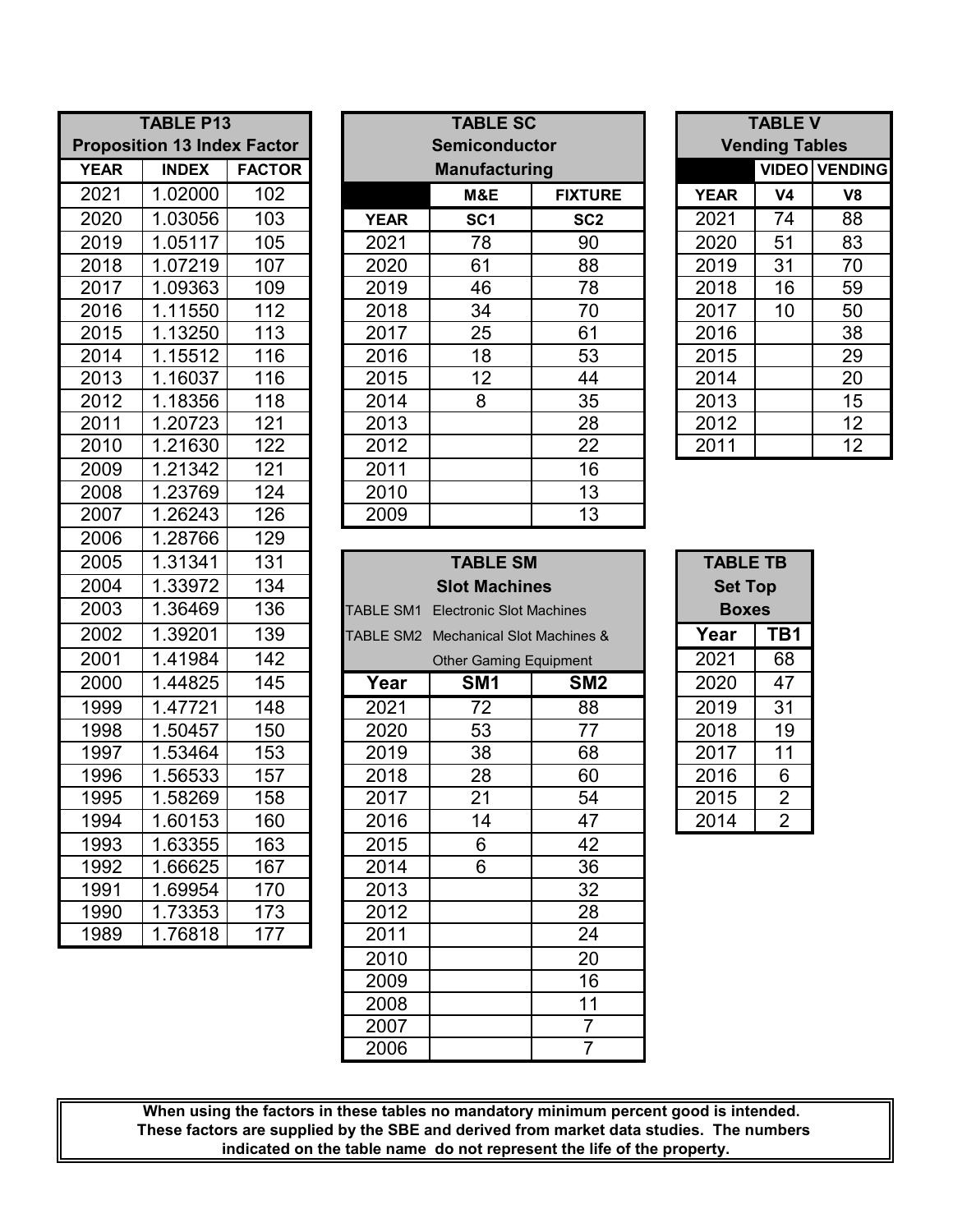| TABLE P13 | | |
|---|---|---|
| **Proposition 13 Index Factor** | | |
| **YEAR** | **INDEX** | **FACTOR** |
| 2021 | 1.02000 | 102 |
| 2020 | 1.03056 | 103 |
| 2019 | 1.05117 | 105 |
| 2018 | 1.07219 | 107 |
| 2017 | 1.09363 | 109 |
| 2016 | 1.11550 | 112 |
| 2015 | 1.13250 | 113 |
| 2014 | 1.15512 | 116 |
| 2013 | 1.16037 | 116 |
| 2012 | 1.18356 | 118 |
| 2011 | 1.20723 | 121 |
| 2010 | 1.21630 | 122 |
| 2009 | 1.21342 | 121 |
| 2008 | 1.23769 | 124 |
| 2007 | 1.26243 | 126 |
| 2006 | 1.28766 | 129 |
| 2005 | 1.31341 | 131 |
| 2004 | 1.33972 | 134 |
| 2003 | 1.36469 | 136 |
| 2002 | 1.39201 | 139 |
| 2001 | 1.41984 | 142 |
| 2000 | 1.44825 | 145 |
| 1999 | 1.47721 | 148 |
| 1998 | 1.50457 | 150 |
| 1997 | 1.53464 | 153 |
| 1996 | 1.56533 | 157 |
| 1995 | 1.58269 | 158 |
| 1994 | 1.60153 | 160 |
| 1993 | 1.63355 | 163 |
| 1992 | 1.66625 | 167 |
| 1991 | 1.69954 | 170 |
| 1990 | 1.73353 | 173 |
| 1989 | 1.76818 | 177 |

| TABLE SC | | |
|---|---|---|
| **Semiconductor Manufacturing** | | |
| | **M&E** | **FIXTURE** |
| **YEAR** | **SC1** | **SC2** |
| 2021 | 78 | 90 |
| 2020 | 61 | 88 |
| 2019 | 46 | 78 |
| 2018 | 34 | 70 |
| 2017 | 25 | 61 |
| 2016 | 18 | 53 |
| 2015 | 12 | 44 |
| 2014 | 8 | 35 |
| 2013 | | 28 |
| 2012 | | 22 |
| 2011 | | 16 |
| 2010 | | 13 |
| 2009 | | 13 |

| TABLE SM | | |
|---|---|---|
| **Slot Machines** | | |
| TABLE SM1 Electronic Slot Machines | | |
| TABLE SM2 Mechanical Slot Machines & Other Gaming Equipment | | |
| **Year** | **SM1** | **SM2** |
| 2021 | 72 | 88 |
| 2020 | 53 | 77 |
| 2019 | 38 | 68 |
| 2018 | 28 | 60 |
| 2017 | 21 | 54 |
| 2016 | 14 | 47 |
| 2015 | 6 | 42 |
| 2014 | 6 | 36 |
| 2013 | | 32 |
| 2012 | | 28 |
| 2011 | | 24 |
| 2010 | | 20 |
| 2009 | | 16 |
| 2008 | | 11 |
| 2007 | | 7 |
| 2006 | | 7 |

| TABLE V | | |
|---|---|---|
| **Vending Tables** | | |
| | **VIDEO** | **VENDING** |
| **YEAR** | **V4** | **V8** |
| 2021 | 74 | 88 |
| 2020 | 51 | 83 |
| 2019 | 31 | 70 |
| 2018 | 16 | 59 |
| 2017 | 10 | 50 |
| 2016 | | 38 |
| 2015 | | 29 |
| 2014 | | 20 |
| 2013 | | 15 |
| 2012 | | 12 |
| 2011 | | 12 |

| TABLE TB | |
|---|---|
| **Set Top Boxes** | |
| **Year** | **TB1** |
| 2021 | 68 |
| 2020 | 47 |
| 2019 | 31 |
| 2018 | 19 |
| 2017 | 11 |
| 2016 | 6 |
| 2015 | 2 |
| 2014 | 2 |

**When using the factors in these tables no mandatory minimum percent good is intended. These factors are supplied by the SBE and derived from market data studies. The numbers indicated on the table name do not represent the life of the property.**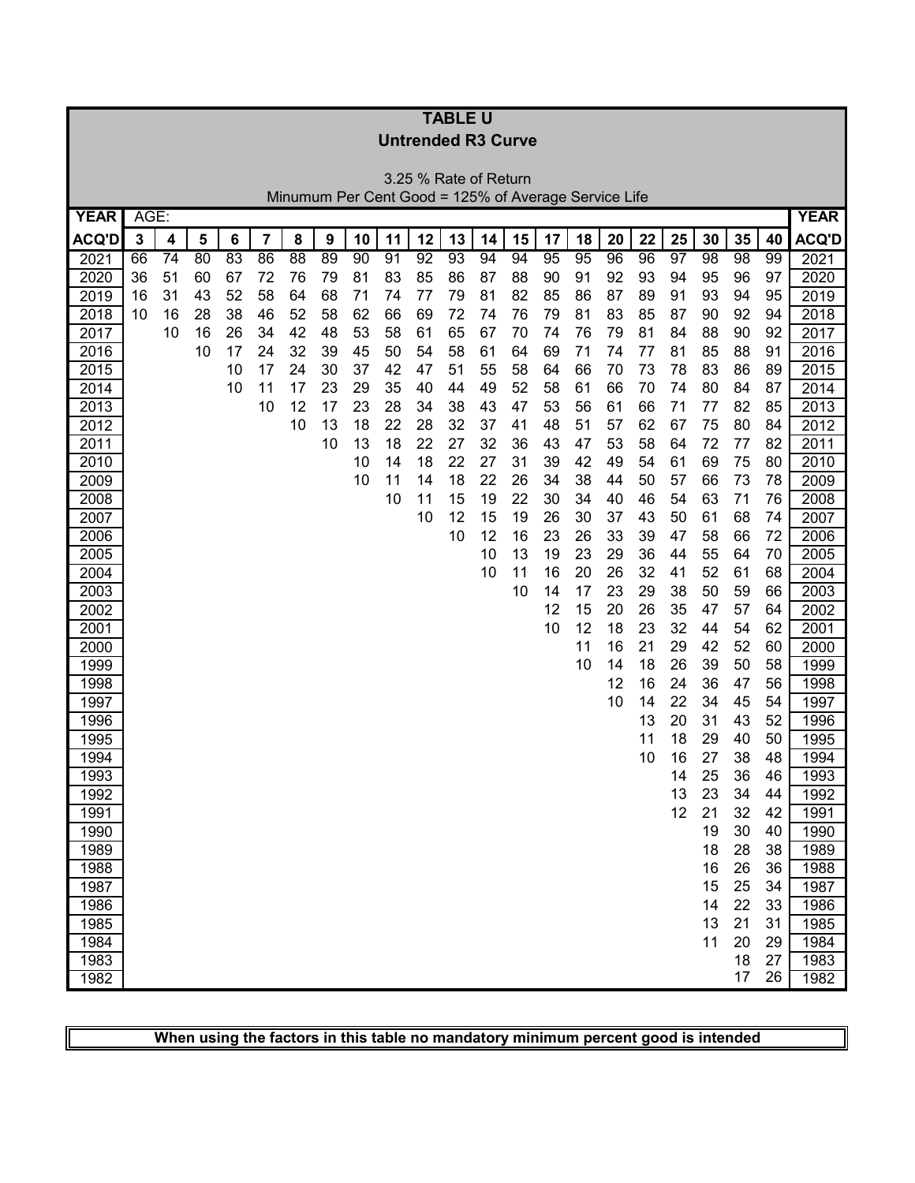# TABLE U

## Untrended R3 Curve

3.25 % Rate of Return
Minumum Per Cent Good = 125% of Average Service Life

| YEAR ACQ'D | 3 | 4 | 5 | 6 | 7 | 8 | 9 | 10 | 11 | 12 | 13 | 14 | 15 | 17 | 18 | 20 | 22 | 25 | 30 | 35 | 40 | YEAR ACQ'D |
|---|---|---|---|---|---|---|---|---|---|---|---|---|---|---|---|---|---|---|---|---|---|---|
| 2021 | 66 | 74 | 80 | 83 | 86 | 88 | 89 | 90 | 91 | 92 | 93 | 94 | 94 | 95 | 95 | 96 | 96 | 97 | 98 | 98 | 99 | 2021 |
| 2020 | 36 | 51 | 60 | 67 | 72 | 76 | 79 | 81 | 83 | 85 | 86 | 87 | 88 | 90 | 91 | 92 | 93 | 94 | 95 | 96 | 97 | 2020 |
| 2019 | 16 | 31 | 43 | 52 | 58 | 64 | 68 | 71 | 74 | 77 | 79 | 81 | 82 | 85 | 86 | 87 | 89 | 91 | 93 | 94 | 95 | 2019 |
| 2018 | 10 | 16 | 28 | 38 | 46 | 52 | 58 | 62 | 66 | 69 | 72 | 74 | 76 | 79 | 81 | 83 | 85 | 87 | 90 | 92 | 94 | 2018 |
| 2017 | | 10 | 16 | 26 | 34 | 42 | 48 | 53 | 58 | 61 | 65 | 67 | 70 | 74 | 76 | 79 | 81 | 84 | 88 | 90 | 92 | 2017 |
| 2016 | | | 10 | 17 | 24 | 32 | 39 | 45 | 50 | 54 | 58 | 61 | 64 | 69 | 71 | 74 | 77 | 81 | 85 | 88 | 91 | 2016 |
| 2015 | | | | 10 | 17 | 24 | 30 | 37 | 42 | 47 | 51 | 55 | 58 | 64 | 66 | 70 | 73 | 78 | 83 | 86 | 89 | 2015 |
| 2014 | | | | 10 | 11 | 17 | 23 | 29 | 35 | 40 | 44 | 49 | 52 | 58 | 61 | 66 | 70 | 74 | 80 | 84 | 87 | 2014 |
| 2013 | | | | | 10 | 12 | 17 | 23 | 28 | 34 | 38 | 43 | 47 | 53 | 56 | 61 | 66 | 71 | 77 | 82 | 85 | 2013 |
| 2012 | | | | | | 10 | 13 | 18 | 22 | 28 | 32 | 37 | 41 | 48 | 51 | 57 | 62 | 67 | 75 | 80 | 84 | 2012 |
| 2011 | | | | | | | 10 | 13 | 18 | 22 | 27 | 32 | 36 | 43 | 47 | 53 | 58 | 64 | 72 | 77 | 82 | 2011 |
| 2010 | | | | | | | | 10 | 14 | 18 | 22 | 27 | 31 | 39 | 42 | 49 | 54 | 61 | 69 | 75 | 80 | 2010 |
| 2009 | | | | | | | | 10 | 11 | 14 | 18 | 22 | 26 | 34 | 38 | 44 | 50 | 57 | 66 | 73 | 78 | 2009 |
| 2008 | | | | | | | | | 10 | 11 | 15 | 19 | 22 | 30 | 34 | 40 | 46 | 54 | 63 | 71 | 76 | 2008 |
| 2007 | | | | | | | | | | 10 | 12 | 15 | 19 | 26 | 30 | 37 | 43 | 50 | 61 | 68 | 74 | 2007 |
| 2006 | | | | | | | | | | | 10 | 12 | 16 | 23 | 26 | 33 | 39 | 47 | 58 | 66 | 72 | 2006 |
| 2005 | | | | | | | | | | | | 10 | 13 | 19 | 23 | 29 | 36 | 44 | 55 | 64 | 70 | 2005 |
| 2004 | | | | | | | | | | | | 10 | 11 | 16 | 20 | 26 | 32 | 41 | 52 | 61 | 68 | 2004 |
| 2003 | | | | | | | | | | | | | 10 | 14 | 17 | 23 | 29 | 38 | 50 | 59 | 66 | 2003 |
| 2002 | | | | | | | | | | | | | | 12 | 15 | 20 | 26 | 35 | 47 | 57 | 64 | 2002 |
| 2001 | | | | | | | | | | | | | | 10 | 12 | 18 | 23 | 32 | 44 | 54 | 62 | 2001 |
| 2000 | | | | | | | | | | | | | | | 11 | 16 | 21 | 29 | 42 | 52 | 60 | 2000 |
| 1999 | | | | | | | | | | | | | | | 10 | 14 | 18 | 26 | 39 | 50 | 58 | 1999 |
| 1998 | | | | | | | | | | | | | | | | 12 | 16 | 24 | 36 | 47 | 56 | 1998 |
| 1997 | | | | | | | | | | | | | | | | 10 | 14 | 22 | 34 | 45 | 54 | 1997 |
| 1996 | | | | | | | | | | | | | | | | | 13 | 20 | 31 | 43 | 52 | 1996 |
| 1995 | | | | | | | | | | | | | | | | | 11 | 18 | 29 | 40 | 50 | 1995 |
| 1994 | | | | | | | | | | | | | | | | | 10 | 16 | 27 | 38 | 48 | 1994 |
| 1993 | | | | | | | | | | | | | | | | | | 14 | 25 | 36 | 46 | 1993 |
| 1992 | | | | | | | | | | | | | | | | | | 13 | 23 | 34 | 44 | 1992 |
| 1991 | | | | | | | | | | | | | | | | | | 12 | 21 | 32 | 42 | 1991 |
| 1990 | | | | | | | | | | | | | | | | | | | 19 | 30 | 40 | 1990 |
| 1989 | | | | | | | | | | | | | | | | | | | 18 | 28 | 38 | 1989 |
| 1988 | | | | | | | | | | | | | | | | | | | 16 | 26 | 36 | 1988 |
| 1987 | | | | | | | | | | | | | | | | | | | 15 | 25 | 34 | 1987 |
| 1986 | | | | | | | | | | | | | | | | | | | 14 | 22 | 33 | 1986 |
| 1985 | | | | | | | | | | | | | | | | | | | 13 | 21 | 31 | 1985 |
| 1984 | | | | | | | | | | | | | | | | | | | 11 | 20 | 29 | 1984 |
| 1983 | | | | | | | | | | | | | | | | | | | | 18 | 27 | 1983 |
| 1982 | | | | | | | | | | | | | | | | | | | | 17 | 26 | 1982 |

**When using the factors in this table no mandatory minimum percent good is intended**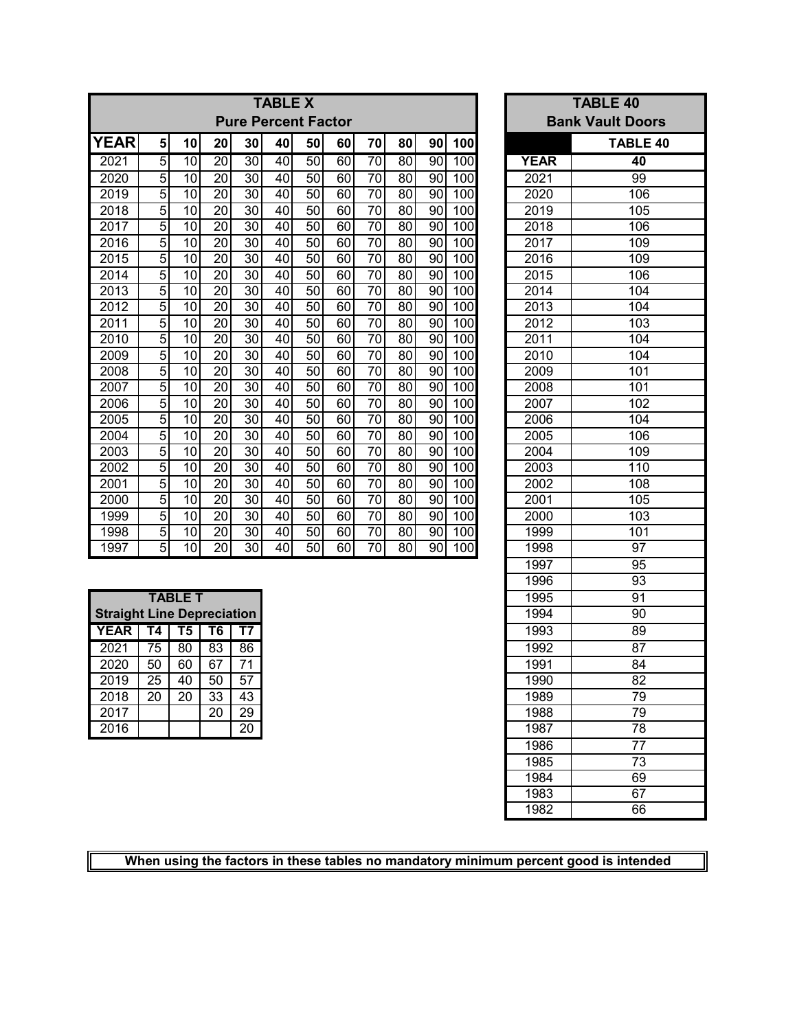| TABLE X<br>Pure Percent Factor | | | | | | | | | | | |
|---|---|---|---|---|---|---|---|---|---|---|---|
| **YEAR** | **5** | **10** | **20** | **30** | **40** | **50** | **60** | **70** | **80** | **90** | **100** |
| 2021 | 5 | 10 | 20 | 30 | 40 | 50 | 60 | 70 | 80 | 90 | 100 |
| 2020 | 5 | 10 | 20 | 30 | 40 | 50 | 60 | 70 | 80 | 90 | 100 |
| 2019 | 5 | 10 | 20 | 30 | 40 | 50 | 60 | 70 | 80 | 90 | 100 |
| 2018 | 5 | 10 | 20 | 30 | 40 | 50 | 60 | 70 | 80 | 90 | 100 |
| 2017 | 5 | 10 | 20 | 30 | 40 | 50 | 60 | 70 | 80 | 90 | 100 |
| 2016 | 5 | 10 | 20 | 30 | 40 | 50 | 60 | 70 | 80 | 90 | 100 |
| 2015 | 5 | 10 | 20 | 30 | 40 | 50 | 60 | 70 | 80 | 90 | 100 |
| 2014 | 5 | 10 | 20 | 30 | 40 | 50 | 60 | 70 | 80 | 90 | 100 |
| 2013 | 5 | 10 | 20 | 30 | 40 | 50 | 60 | 70 | 80 | 90 | 100 |
| 2012 | 5 | 10 | 20 | 30 | 40 | 50 | 60 | 70 | 80 | 90 | 100 |
| 2011 | 5 | 10 | 20 | 30 | 40 | 50 | 60 | 70 | 80 | 90 | 100 |
| 2010 | 5 | 10 | 20 | 30 | 40 | 50 | 60 | 70 | 80 | 90 | 100 |
| 2009 | 5 | 10 | 20 | 30 | 40 | 50 | 60 | 70 | 80 | 90 | 100 |
| 2008 | 5 | 10 | 20 | 30 | 40 | 50 | 60 | 70 | 80 | 90 | 100 |
| 2007 | 5 | 10 | 20 | 30 | 40 | 50 | 60 | 70 | 80 | 90 | 100 |
| 2006 | 5 | 10 | 20 | 30 | 40 | 50 | 60 | 70 | 80 | 90 | 100 |
| 2005 | 5 | 10 | 20 | 30 | 40 | 50 | 60 | 70 | 80 | 90 | 100 |
| 2004 | 5 | 10 | 20 | 30 | 40 | 50 | 60 | 70 | 80 | 90 | 100 |
| 2003 | 5 | 10 | 20 | 30 | 40 | 50 | 60 | 70 | 80 | 90 | 100 |
| 2002 | 5 | 10 | 20 | 30 | 40 | 50 | 60 | 70 | 80 | 90 | 100 |
| 2001 | 5 | 10 | 20 | 30 | 40 | 50 | 60 | 70 | 80 | 90 | 100 |
| 2000 | 5 | 10 | 20 | 30 | 40 | 50 | 60 | 70 | 80 | 90 | 100 |
| 1999 | 5 | 10 | 20 | 30 | 40 | 50 | 60 | 70 | 80 | 90 | 100 |
| 1998 | 5 | 10 | 20 | 30 | 40 | 50 | 60 | 70 | 80 | 90 | 100 |
| 1997 | 5 | 10 | 20 | 30 | 40 | 50 | 60 | 70 | 80 | 90 | 100 |

| TABLE T<br>Straight Line Depreciation | | | | |
|---|---|---|---|---|
| **YEAR** | **T4** | **T5** | **T6** | **T7** |
| 2021 | 75 | 80 | 83 | 86 |
| 2020 | 50 | 60 | 67 | 71 |
| 2019 | 25 | 40 | 50 | 57 |
| 2018 | 20 | 20 | 33 | 43 |
| 2017 | | | 20 | 29 |
| 2016 | | | | 20 |

| TABLE 40<br>Bank Vault Doors | |
|---|---|
| | **TABLE 40** |
| **YEAR** | **40** |
| 2021 | 99 |
| 2020 | 106 |
| 2019 | 105 |
| 2018 | 106 |
| 2017 | 109 |
| 2016 | 109 |
| 2015 | 106 |
| 2014 | 104 |
| 2013 | 104 |
| 2012 | 103 |
| 2011 | 104 |
| 2010 | 104 |
| 2009 | 101 |
| 2008 | 101 |
| 2007 | 102 |
| 2006 | 104 |
| 2005 | 106 |
| 2004 | 109 |
| 2003 | 110 |
| 2002 | 108 |
| 2001 | 105 |
| 2000 | 103 |
| 1999 | 101 |
| 1998 | 97 |
| 1997 | 95 |
| 1996 | 93 |
| 1995 | 91 |
| 1994 | 90 |
| 1993 | 89 |
| 1992 | 87 |
| 1991 | 84 |
| 1990 | 82 |
| 1989 | 79 |
| 1988 | 79 |
| 1987 | 78 |
| 1986 | 77 |
| 1985 | 73 |
| 1984 | 69 |
| 1983 | 67 |
| 1982 | 66 |

**When using the factors in these tables no mandatory minimum percent good is intended**